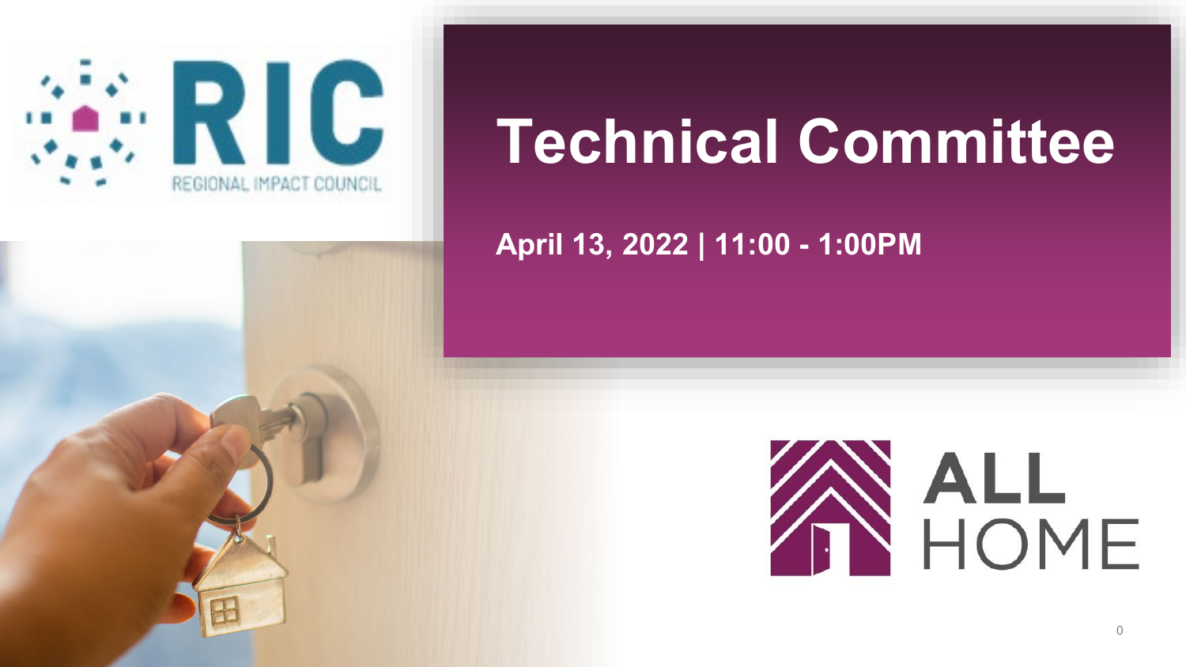RIC

REGIONAL IMPACT COUNCIL

# Technical Committee

**April 13, 2022 | 11:00 - 1:00PM**

ALL HOME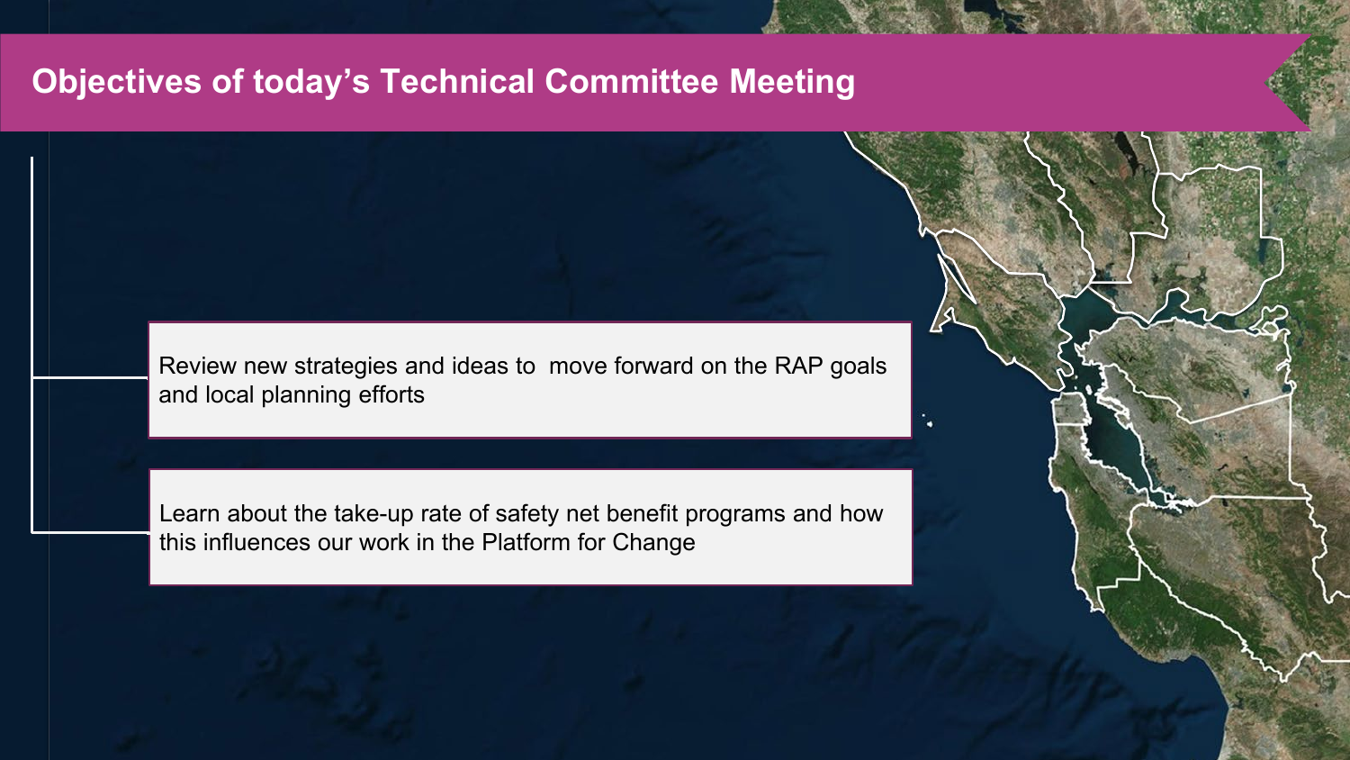# Objectives of today's Technical Committee Meeting

- Review new strategies and ideas to move forward on the RAP goals and local planning efforts
- Learn about the take-up rate of safety net benefit programs and how this influences our work in the Platform for Change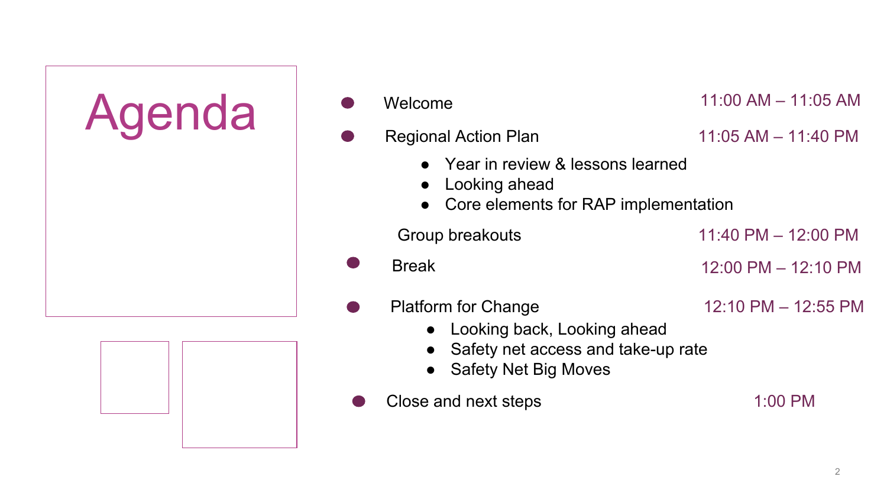# Agenda

| | | |
|---|---|---|
| ● | Welcome | 11:00 AM – 11:05 AM |
| ● | Regional Action Plan<br>● Year in review & lessons learned<br>● Looking ahead<br>● Core elements for RAP implementation | 11:05 AM – 11:40 PM |
| | Group breakouts | 11:40 PM – 12:00 PM |
| ● | Break | 12:00 PM – 12:10 PM |
| ● | Platform for Change<br>● Looking back, Looking ahead<br>● Safety net access and take-up rate<br>● Safety Net Big Moves | 12:10 PM – 12:55 PM |
| ● | Close and next steps | 1:00 PM |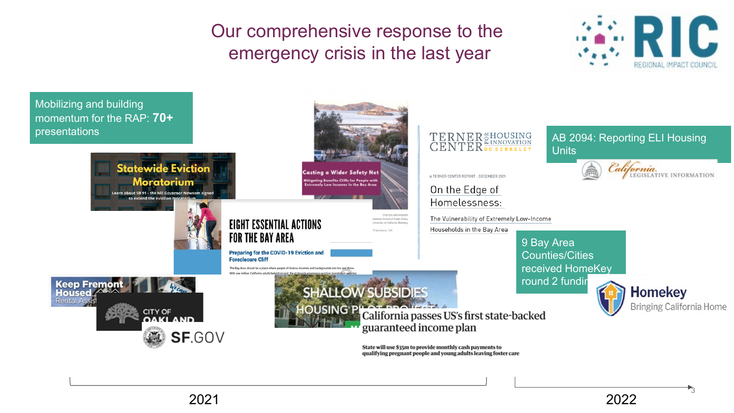# Our comprehensive response to the emergency crisis in the last year

RIC REGIONAL IMPACT COUNCIL

Mobilizing and building momentum for the RAP: **70+** presentations

**Statewide Eviction Moratorium**

Learn about SB 91 - the bill Governor Newsom signed to extend the eviction moratorium

Casting a Wider Safety Net

Mitigating Benefits Cliffs for People with Extremely Low Incomes in the Bay Area

EIGHT ESSENTIAL ACTIONS FOR THE BAY AREA

Preparing for the COVID-19 Eviction and Foreclosure Cliff

TERNER CENTER FOR HOUSING INNOVATION UC BERKELEY

A TERNER CENTER REPORT - DECEMBER 2021

On the Edge of Homelessness:

The Vulnerability of Extremely Low-Income Households in the Bay Area

AB 2094: Reporting ELI Housing Units

California LEGISLATIVE INFORMATION

9 Bay Area Counties/Cities received HomeKey round 2 fundir

Homekey

Bringing California Home

Keep Fremont Housed

Rental Assis

CITY OF OAKLAND

SF.GOV

SHALLOW SUBSIDIES

HOUSING PI

California passes US's first state-backed guaranteed income plan

State will use $35m to provide monthly cash payments to qualifying pregnant people and young adults leaving foster care

2021

2022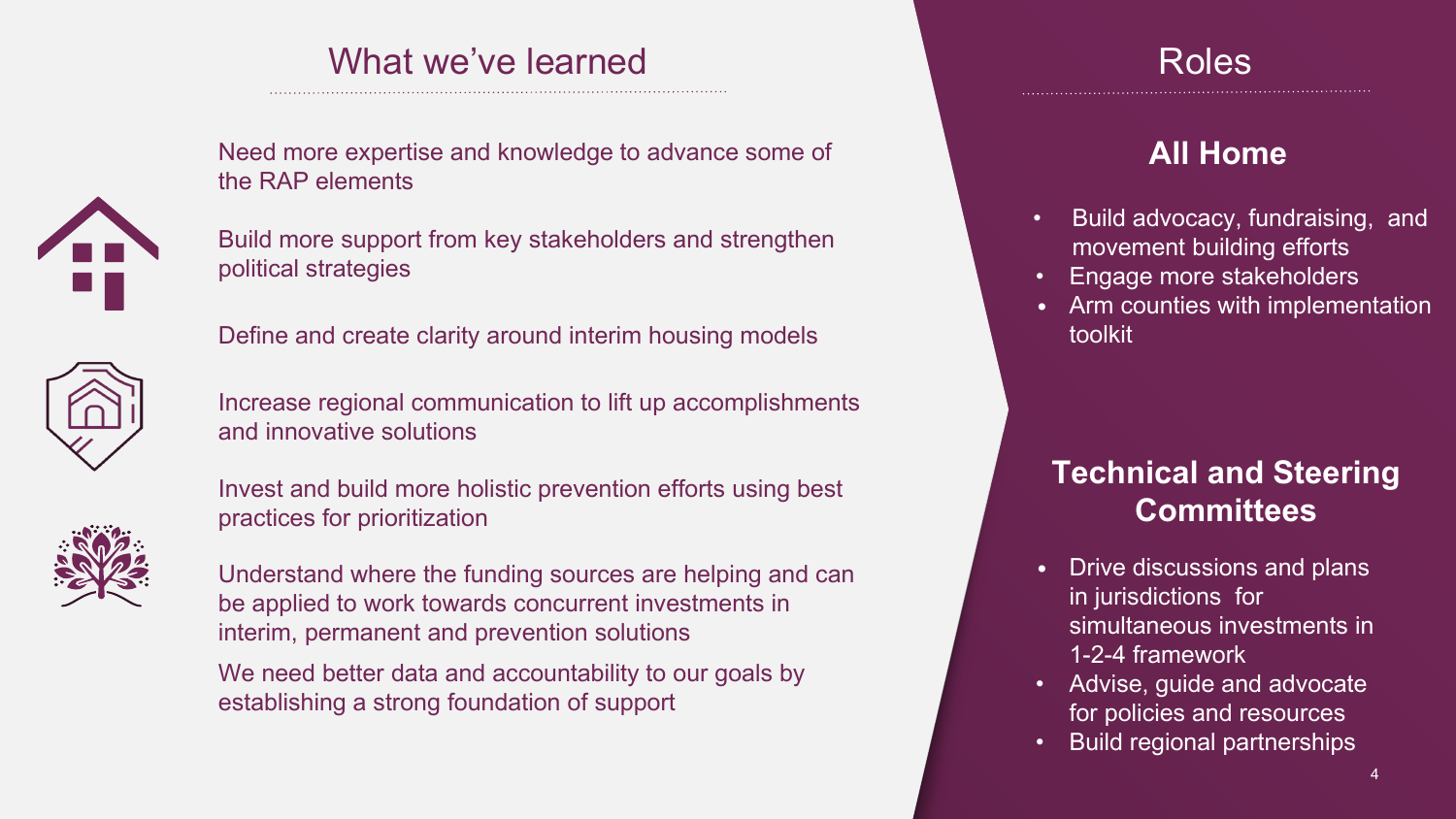## What we've learned

Need more expertise and knowledge to advance some of the RAP elements

Build more support from key stakeholders and strengthen political strategies

Define and create clarity around interim housing models

Increase regional communication to lift up accomplishments and innovative solutions

Invest and build more holistic prevention efforts using best practices for prioritization

Understand where the funding sources are helping and can be applied to work towards concurrent investments in interim, permanent and prevention solutions

We need better data and accountability to our goals by establishing a strong foundation of support

## Roles

### All Home

- Build advocacy, fundraising, and movement building efforts
- Engage more stakeholders
- Arm counties with implementation toolkit

### Technical and Steering Committees

- Drive discussions and plans in jurisdictions for simultaneous investments in 1-2-4 framework
- Advise, guide and advocate for policies and resources
- Build regional partnerships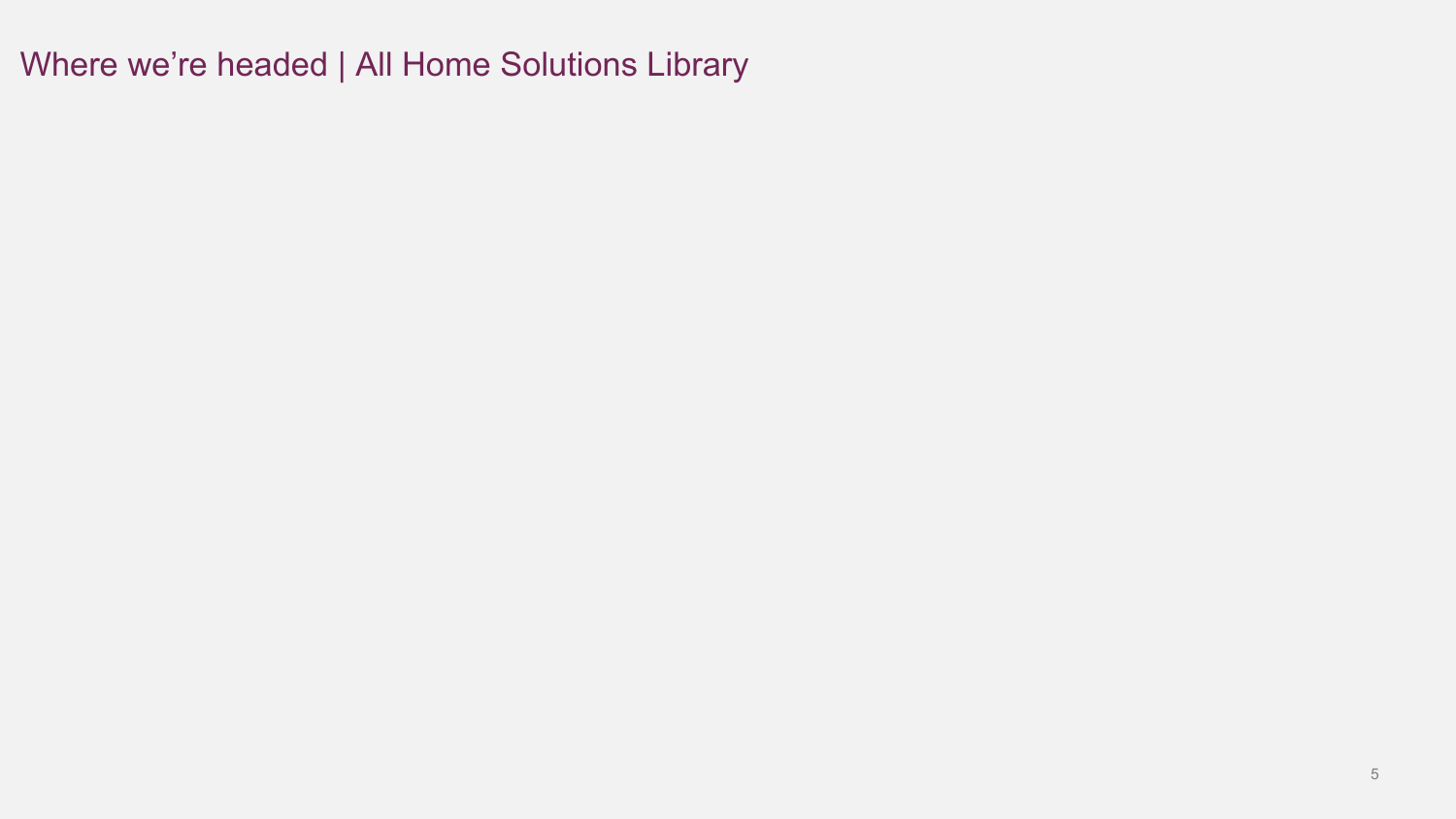# Where we’re headed | All Home Solutions Library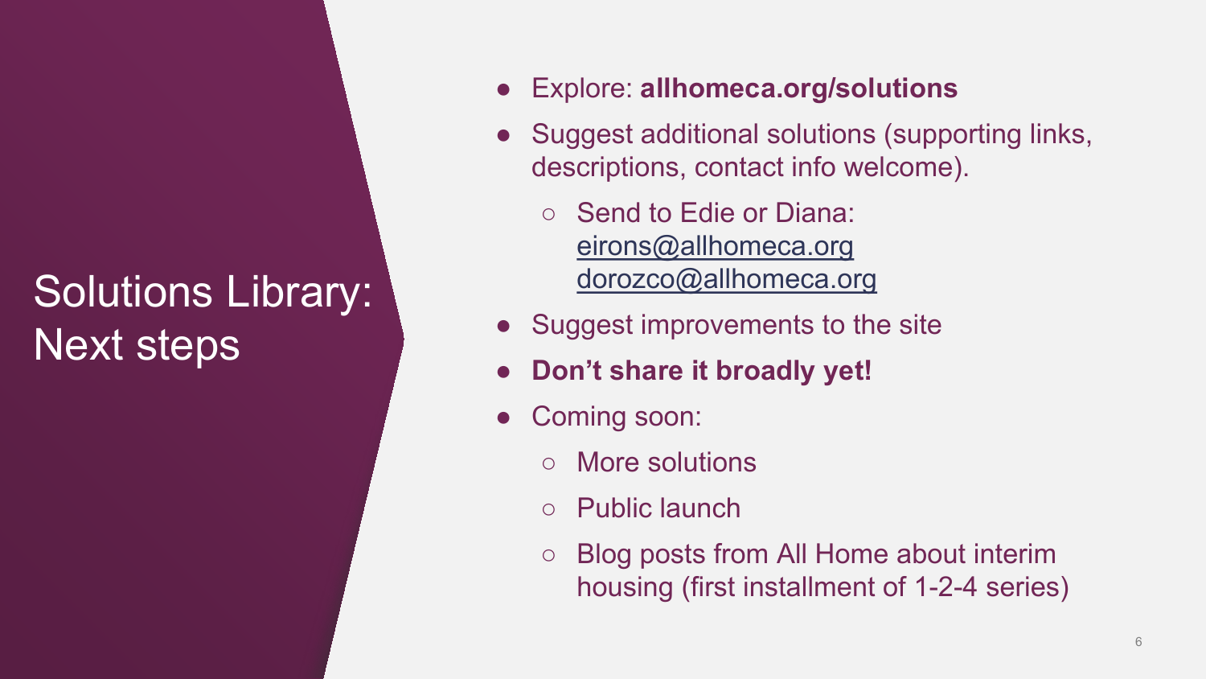# Solutions Library: Next steps

- Explore: **allhomeca.org/solutions**
- Suggest additional solutions (supporting links, descriptions, contact info welcome).
  - Send to Edie or Diana: eirons@allhomeca.org dorozco@allhomeca.org
- Suggest improvements to the site
- **Don't share it broadly yet!**
- Coming soon:
  - More solutions
  - Public launch
  - Blog posts from All Home about interim housing (first installment of 1-2-4 series)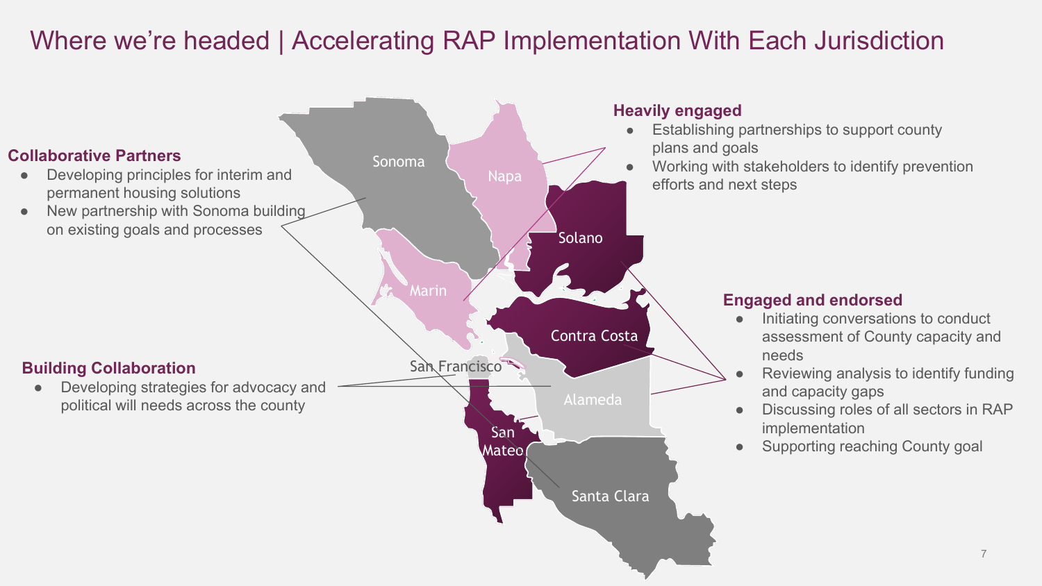# Where we're headed | Accelerating RAP Implementation With Each Jurisdiction

**Collaborative Partners**

- Developing principles for interim and permanent housing solutions
- New partnership with Sonoma building on existing goals and processes

**Building Collaboration**

- Developing strategies for advocacy and political will needs across the county

**Heavily engaged**

- Establishing partnerships to support county plans and goals
- Working with stakeholders to identify prevention efforts and next steps

**Engaged and endorsed**

- Initiating conversations to conduct assessment of County capacity and needs
- Reviewing analysis to identify funding and capacity gaps
- Discussing roles of all sectors in RAP implementation
- Supporting reaching County goal

Sonoma, Napa, Solano, Marin, Contra Costa, San Francisco, Alameda, San Mateo, Santa Clara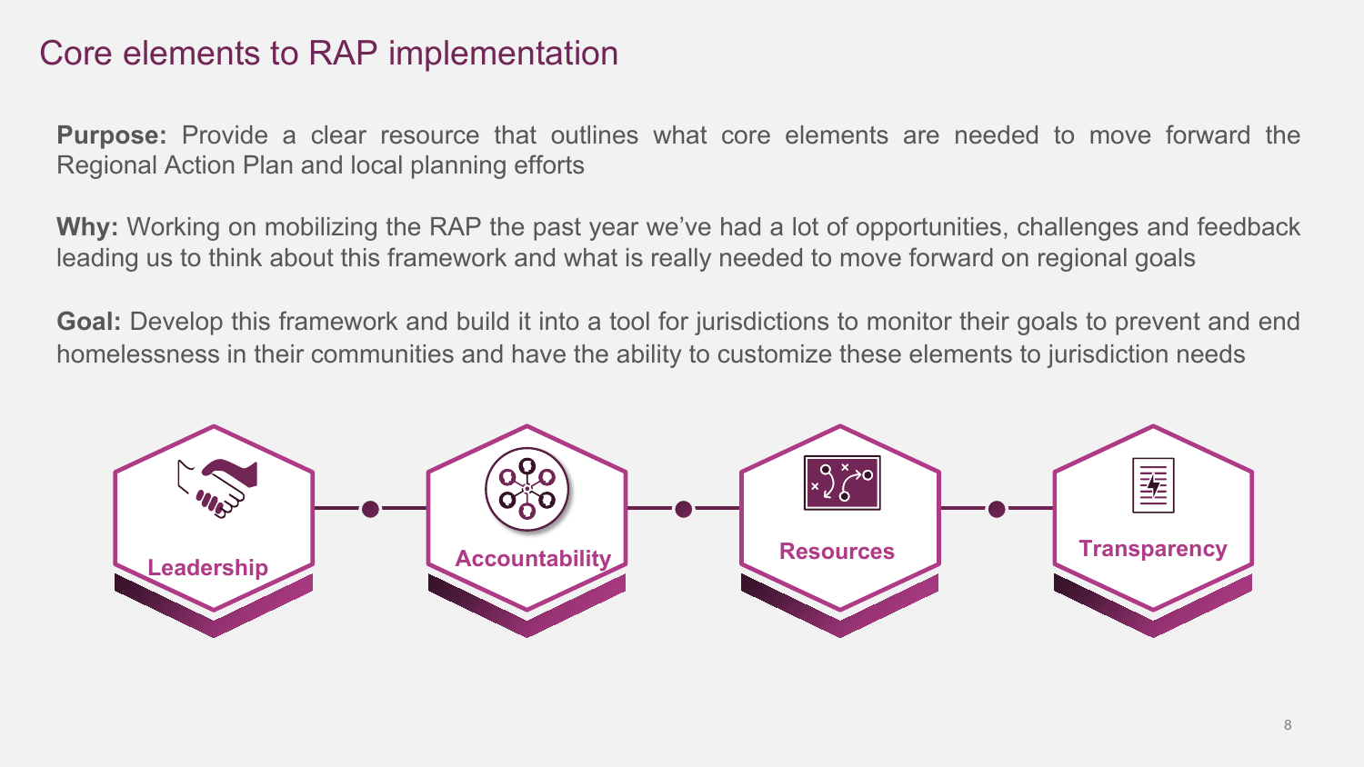# Core elements to RAP implementation

**Purpose:** Provide a clear resource that outlines what core elements are needed to move forward the Regional Action Plan and local planning efforts

**Why:** Working on mobilizing the RAP the past year we've had a lot of opportunities, challenges and feedback leading us to think about this framework and what is really needed to move forward on regional goals

**Goal:** Develop this framework and build it into a tool for jurisdictions to monitor their goals to prevent and end homelessness in their communities and have the ability to customize these elements to jurisdiction needs

- Leadership
- Accountability
- Resources
- Transparency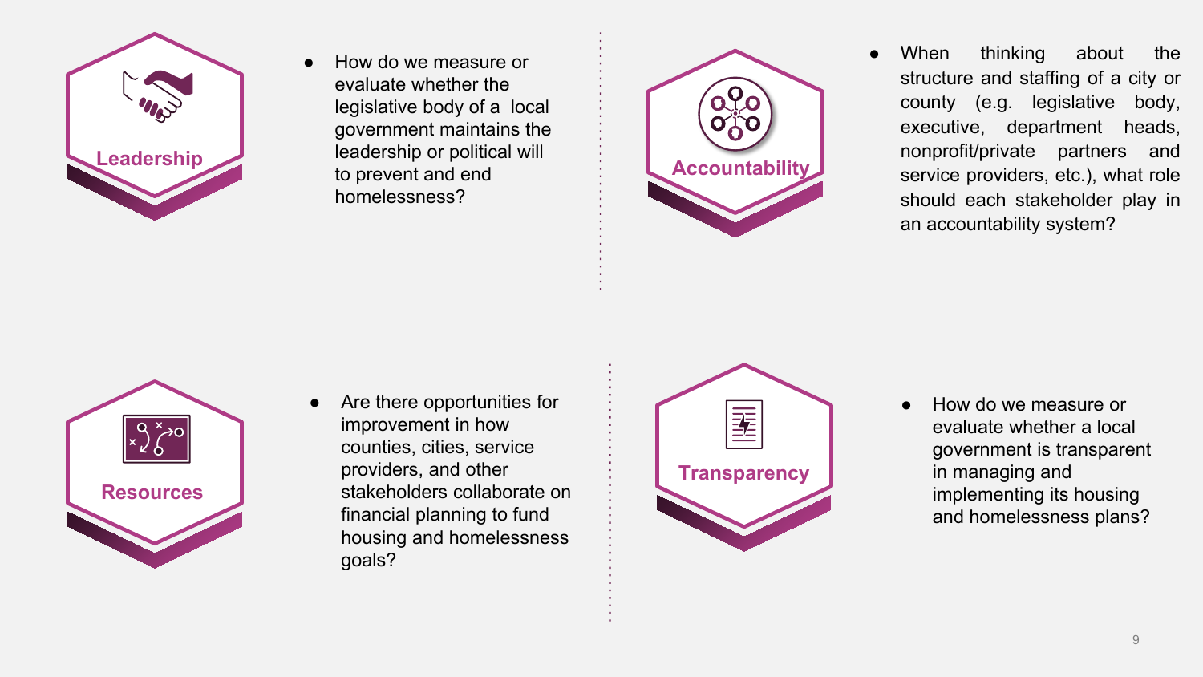### Leadership

- How do we measure or evaluate whether the legislative body of a local government maintains the leadership or political will to prevent and end homelessness?

### Accountability

- When thinking about the structure and staffing of a city or county (e.g. legislative body, executive, department heads, nonprofit/private partners and service providers, etc.), what role should each stakeholder play in an accountability system?

### Resources

- Are there opportunities for improvement in how counties, cities, service providers, and other stakeholders collaborate on financial planning to fund housing and homelessness goals?

### Transparency

- How do we measure or evaluate whether a local government is transparent in managing and implementing its housing and homelessness plans?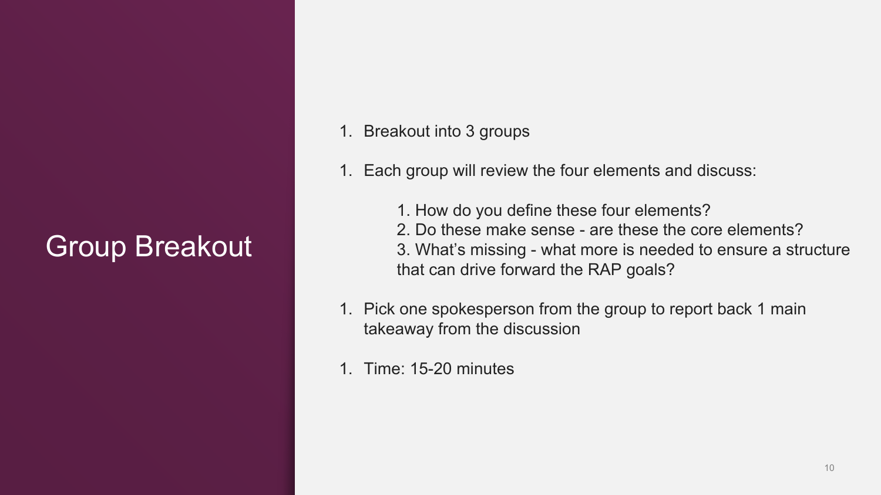# Group Breakout

1. Breakout into 3 groups

1. Each group will review the four elements and discuss:

    1. How do you define these four elements?
    2. Do these make sense - are these the core elements?
    3. What's missing - what more is needed to ensure a structure that can drive forward the RAP goals?

1. Pick one spokesperson from the group to report back 1 main takeaway from the discussion

1. Time: 15-20 minutes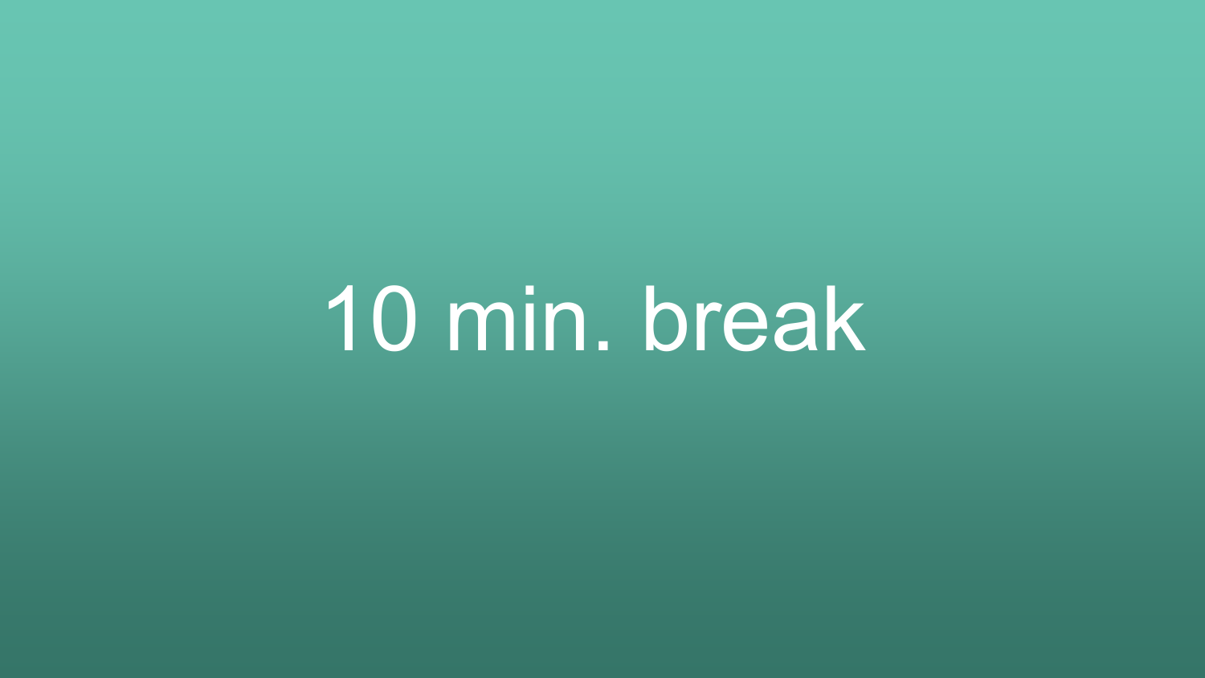# 10 min. break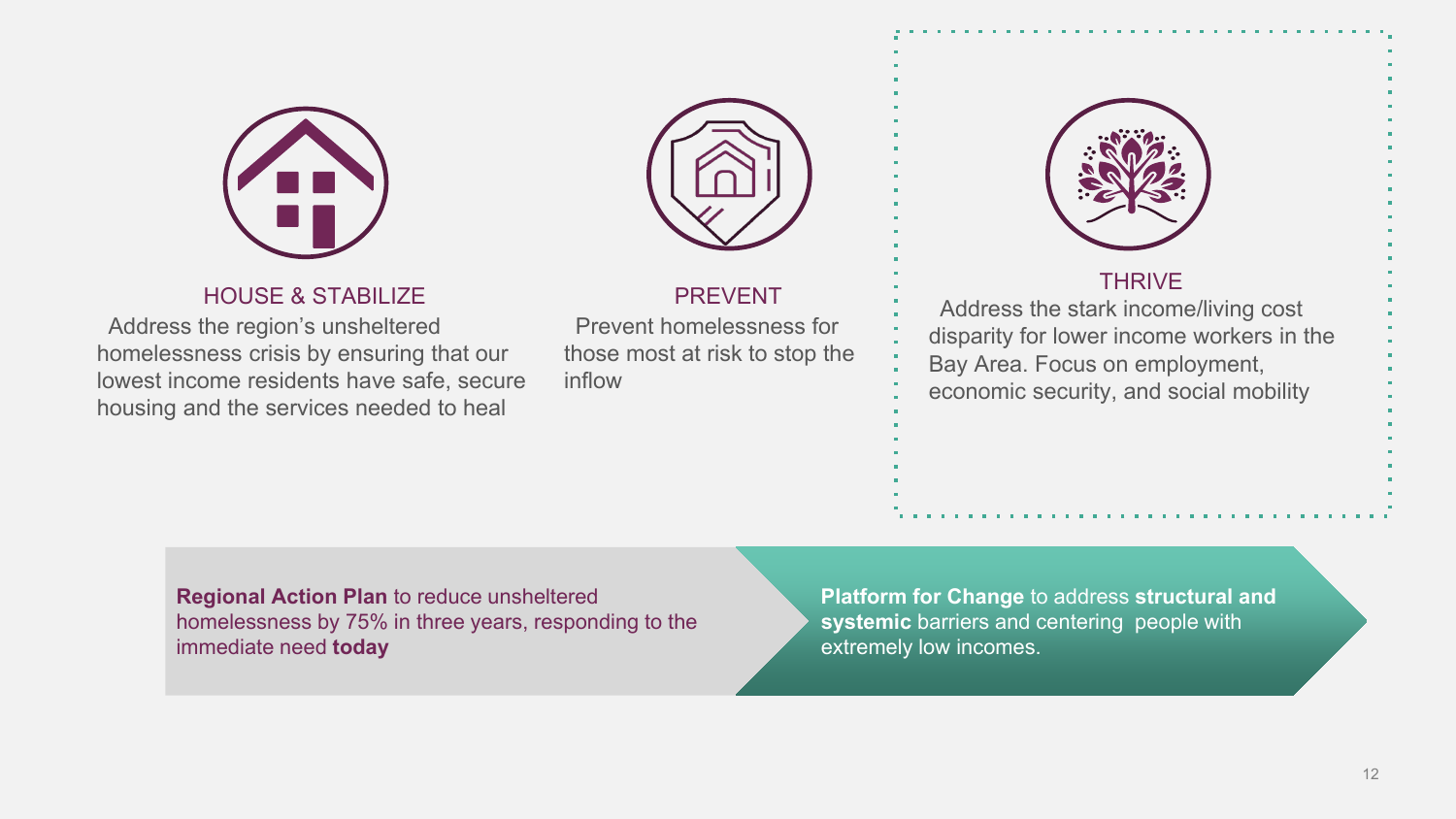## HOUSE & STABILIZE

Address the region's unsheltered homelessness crisis by ensuring that our lowest income residents have safe, secure housing and the services needed to heal

## PREVENT

Prevent homelessness for those most at risk to stop the inflow

## THRIVE

Address the stark income/living cost disparity for lower income workers in the Bay Area. Focus on employment, economic security, and social mobility

**Regional Action Plan** to reduce unsheltered homelessness by 75% in three years, responding to the immediate need **today**

**Platform for Change** to address **structural and systemic** barriers and centering people with extremely low incomes.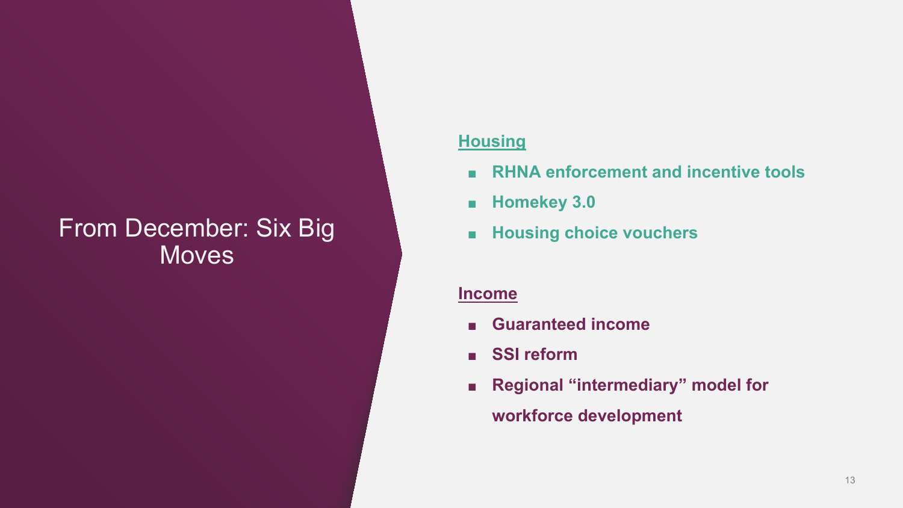# From December: Six Big Moves

**Housing**

- **RHNA enforcement and incentive tools**
- **Homekey 3.0**
- **Housing choice vouchers**

**Income**

- **Guaranteed income**
- **SSI reform**
- **Regional "intermediary" model for workforce development**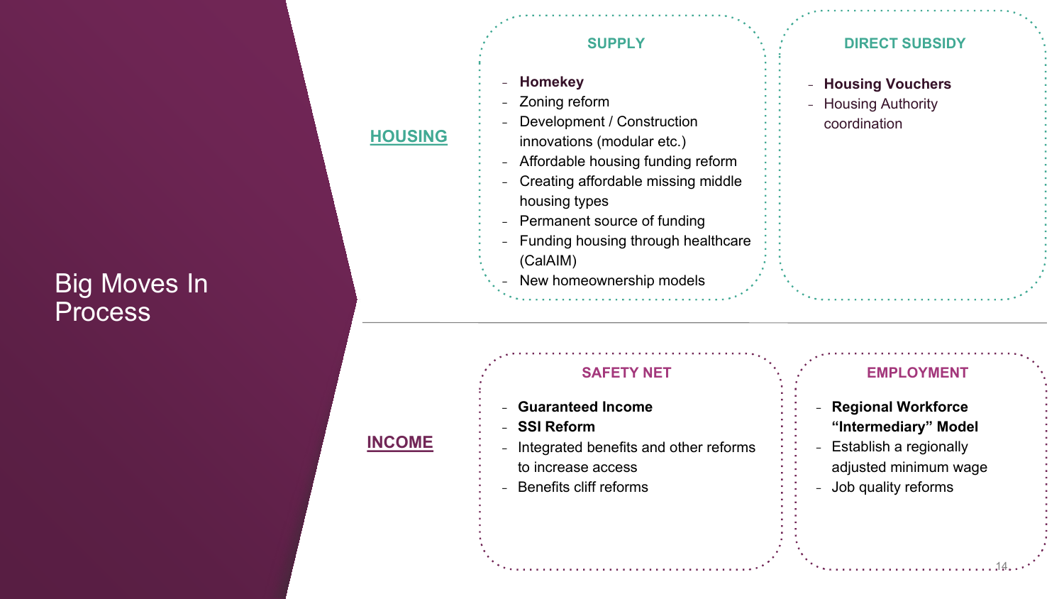# Big Moves In Process

## HOUSING

### SUPPLY

- **Homekey**
- Zoning reform
- Development / Construction innovations (modular etc.)
- Affordable housing funding reform
- Creating affordable missing middle housing types
- Permanent source of funding
- Funding housing through healthcare (CalAIM)
- New homeownership models

### DIRECT SUBSIDY

- **Housing Vouchers**
- Housing Authority coordination

## INCOME

### SAFETY NET

- **Guaranteed Income**
- **SSI Reform**
- Integrated benefits and other reforms to increase access
- Benefits cliff reforms

### EMPLOYMENT

- **Regional Workforce "Intermediary" Model**
- Establish a regionally adjusted minimum wage
- Job quality reforms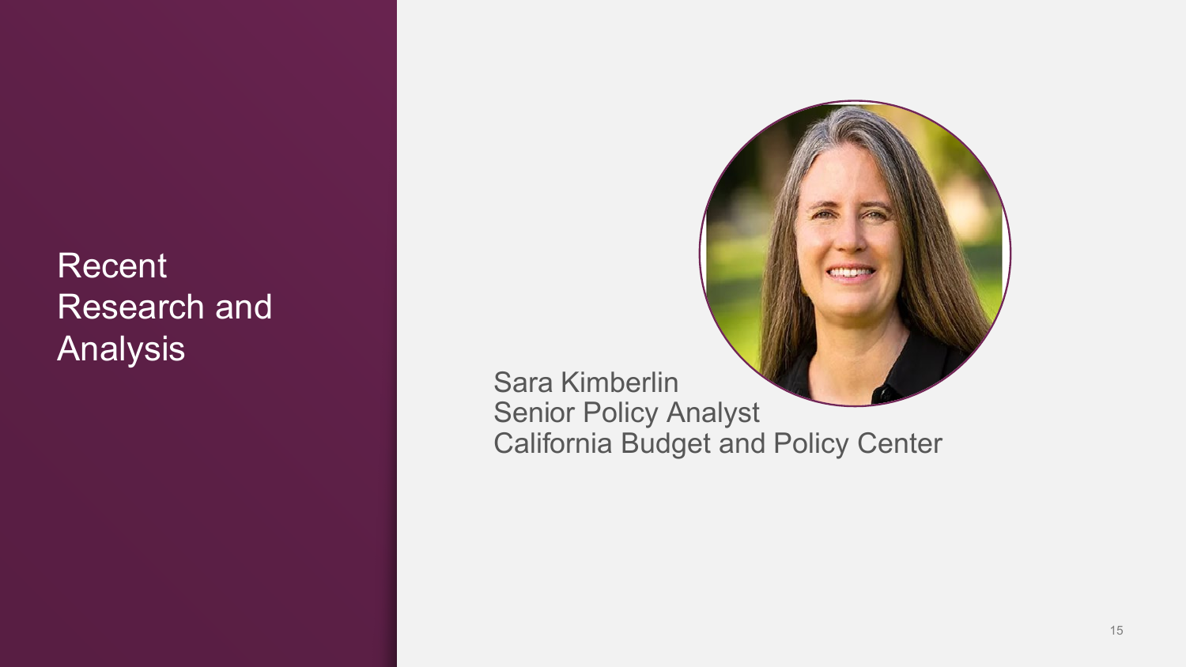# Recent Research and Analysis

Sara Kimberlin
Senior Policy Analyst
California Budget and Policy Center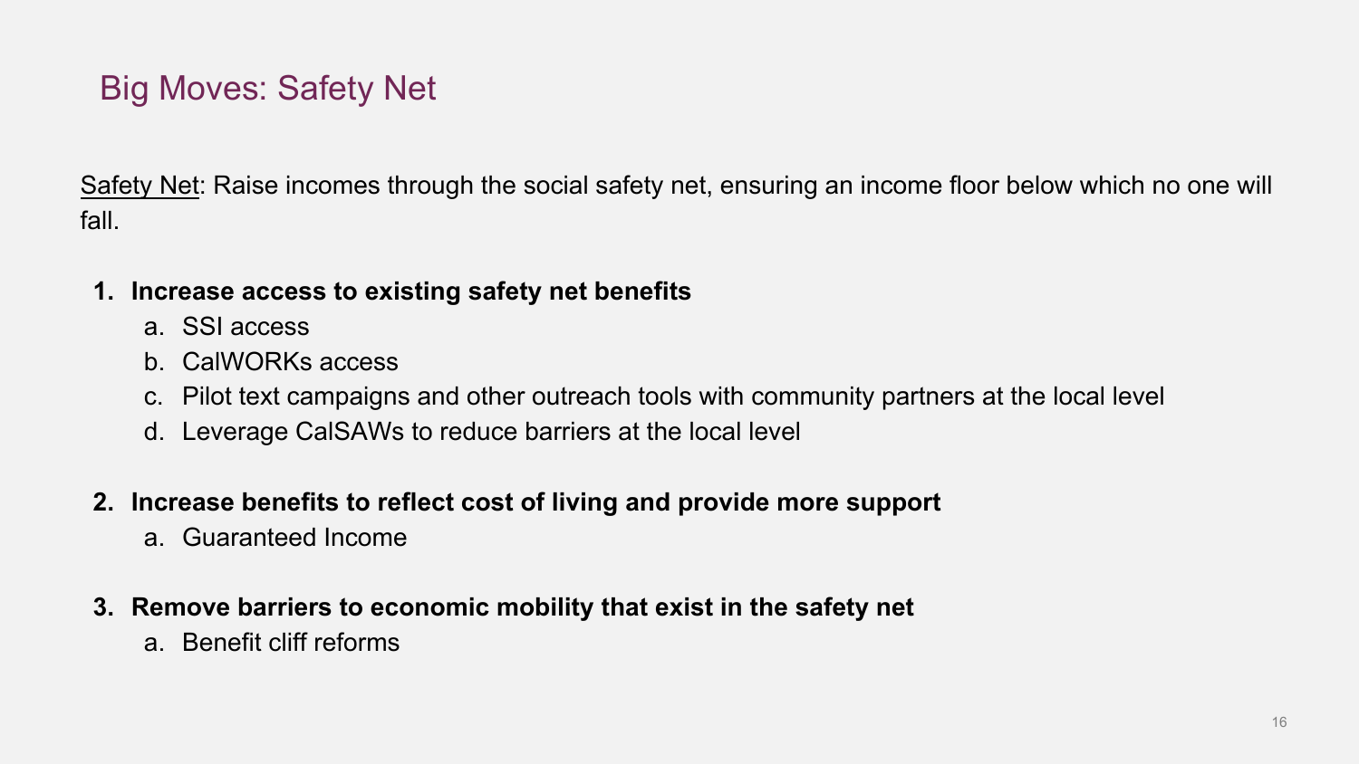## Big Moves: Safety Net

<u>Safety Net</u>: Raise incomes through the social safety net, ensuring an income floor below which no one will fall.

1. **Increase access to existing safety net benefits**
    a. SSI access
    b. CalWORKs access
    c. Pilot text campaigns and other outreach tools with community partners at the local level
    d. Leverage CalSAWs to reduce barriers at the local level

2. **Increase benefits to reflect cost of living and provide more support**
    a. Guaranteed Income

3. **Remove barriers to economic mobility that exist in the safety net**
    a. Benefit cliff reforms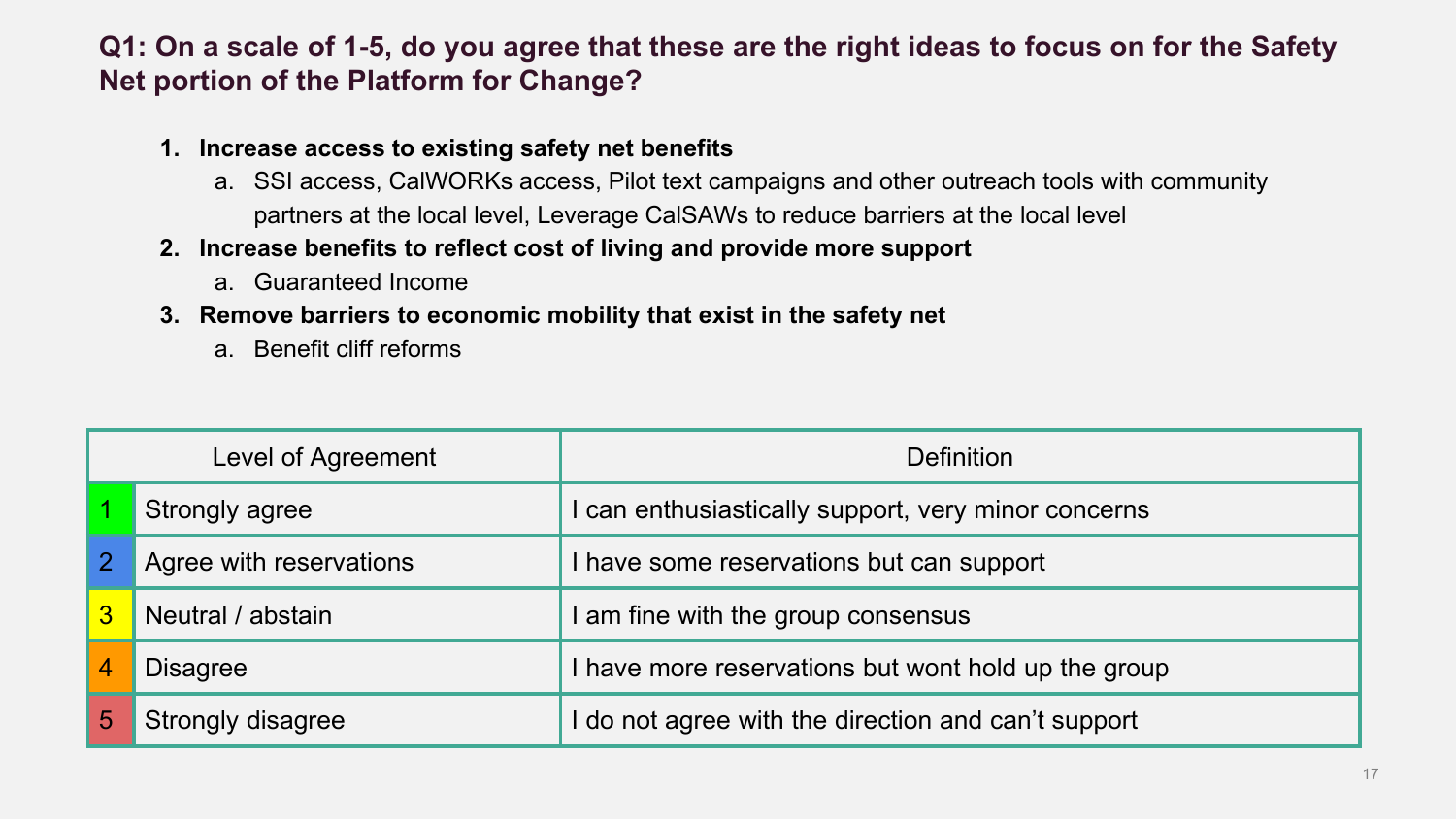## Q1: On a scale of 1-5, do you agree that these are the right ideas to focus on for the Safety Net portion of the Platform for Change?

1. **Increase access to existing safety net benefits**
   a. SSI access, CalWORKs access, Pilot text campaigns and other outreach tools with community partners at the local level, Leverage CalSAWs to reduce barriers at the local level
2. **Increase benefits to reflect cost of living and provide more support**
   a. Guaranteed Income
3. **Remove barriers to economic mobility that exist in the safety net**
   a. Benefit cliff reforms

| Level of Agreement | | Definition |
|---|---|---|
| 1 | Strongly agree | I can enthusiastically support, very minor concerns |
| 2 | Agree with reservations | I have some reservations but can support |
| 3 | Neutral / abstain | I am fine with the group consensus |
| 4 | Disagree | I have more reservations but wont hold up the group |
| 5 | Strongly disagree | I do not agree with the direction and can't support |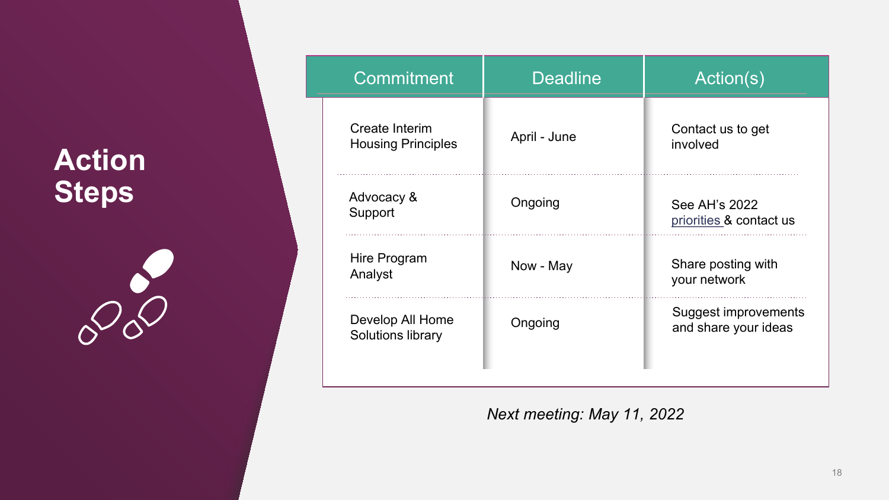# Action Steps

| Commitment | Deadline | Action(s) |
| --- | --- | --- |
| Create Interim Housing Principles | April - June | Contact us to get involved |
| Advocacy & Support | Ongoing | See AH's 2022 priorities & contact us |
| Hire Program Analyst | Now - May | Share posting with your network |
| Develop All Home Solutions library | Ongoing | Suggest improvements and share your ideas |

*Next meeting: May 11, 2022*